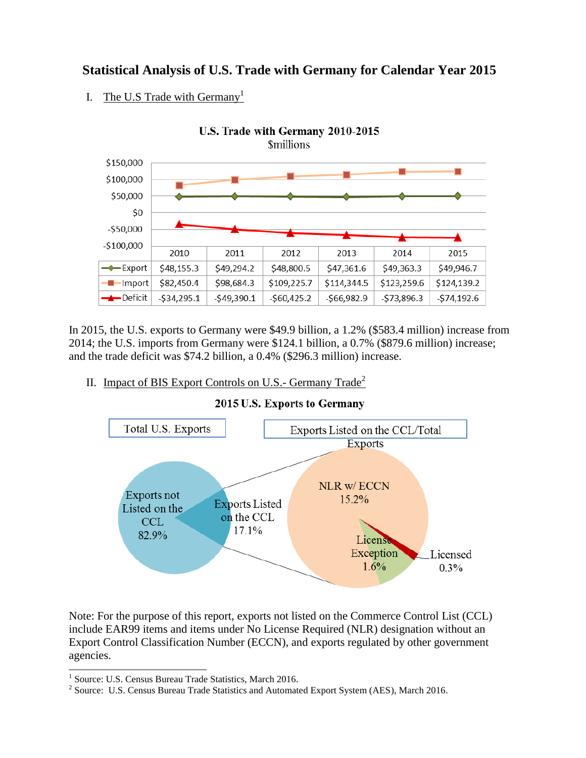# Statistical Analysis of U.S. Trade with Germany for Calendar Year 2015

## I. The U.S Trade with Germany[1]

**U.S. Trade with Germany 2010-2015**
$millions

| | 2010 | 2011 | 2012 | 2013 | 2014 | 2015 |
|---|---|---|---|---|---|---|
| Export | $48,155.3 | $49,294.2 | $48,800.5 | $47,361.6 | $49,363.3 | $49,946.7 |
| Import | $82,450.4 | $98,684.3 | $109,225.7 | $114,344.5 | $123,259.6 | $124,139.2 |
| Deficit | -$34,295.1 | -$49,390.1 | -$60,425.2 | -$66,982.9 | -$73,896.3 | -$74,192.6 |

In 2015, the U.S. exports to Germany were $49.9 billion, a 1.2% ($583.4 million) increase from 2014; the U.S. imports from Germany were $124.1 billion, a 0.7% ($879.6 million) increase; and the trade deficit was $74.2 billion, a 0.4% ($296.3 million) increase.

## II. Impact of BIS Export Controls on U.S.- Germany Trade[2]

**2015 U.S. Exports to Germany**

Total U.S. Exports

- Exports not Listed on the CCL 82.9%
- Exports Listed on the CCL 17.1%

Exports Listed on the CCL/Total Exports

- NLR w/ ECCN 15.2%
- License Exception 1.6%
- Licensed 0.3%

Note: For the purpose of this report, exports not listed on the Commerce Control List (CCL) include EAR99 items and items under No License Required (NLR) designation without an Export Control Classification Number (ECCN), and exports regulated by other government agencies.

---

[1] Source: U.S. Census Bureau Trade Statistics, March 2016.

[2] Source: U.S. Census Bureau Trade Statistics and Automated Export System (AES), March 2016.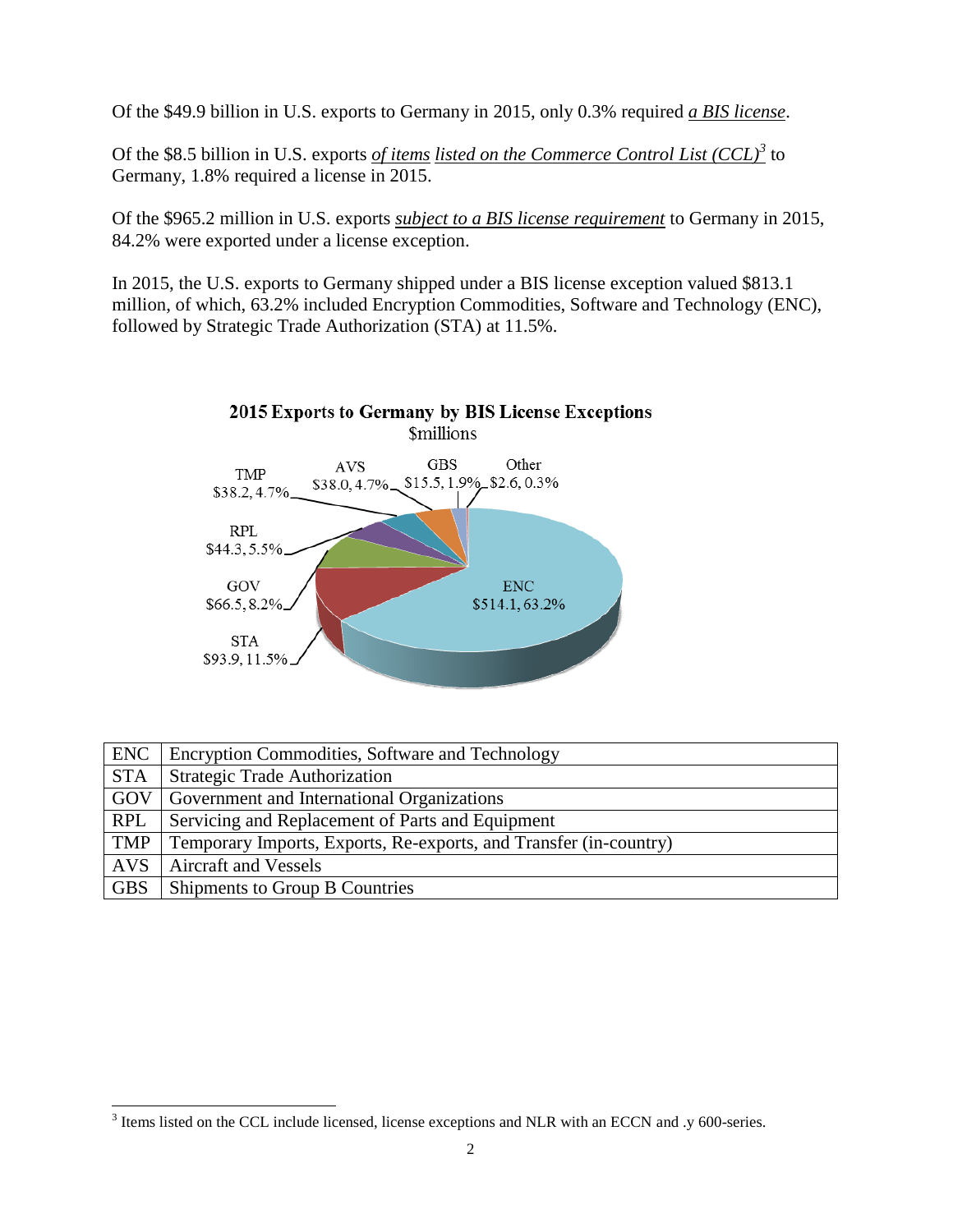Of the $49.9 billion in U.S. exports to Germany in 2015, only 0.3% required ***a BIS license***.

Of the $8.5 billion in U.S. exports *of items* *listed on the Commerce Control List (CCL)*[3] to Germany, 1.8% required a license in 2015.

Of the $965.2 million in U.S. exports *subject to a BIS license requirement* to Germany in 2015, 84.2% were exported under a license exception.

In 2015, the U.S. exports to Germany shipped under a BIS license exception valued $813.1 million, of which, 63.2% included Encryption Commodities, Software and Technology (ENC), followed by Strategic Trade Authorization (STA) at 11.5%.

**2015 Exports to Germany by BIS License Exceptions**
$millions

| License Exception | $millions | Percent |
|---|---|---|
| ENC | $514.1 | 63.2% |
| STA | $93.9 | 11.5% |
| GOV | $66.5 | 8.2% |
| RPL | $44.3 | 5.5% |
| TMP | $38.2 | 4.7% |
| AVS | $38.0 | 4.7% |
| GBS | $15.5 | 1.9% |
| Other | $2.6 | 0.3% |

| Code | Description |
|---|---|
| ENC | Encryption Commodities, Software and Technology |
| STA | Strategic Trade Authorization |
| GOV | Government and International Organizations |
| RPL | Servicing and Replacement of Parts and Equipment |
| TMP | Temporary Imports, Exports, Re-exports, and Transfer (in-country) |
| AVS | Aircraft and Vessels |
| GBS | Shipments to Group B Countries |

[3] Items listed on the CCL include licensed, license exceptions and NLR with an ECCN and .y 600-series.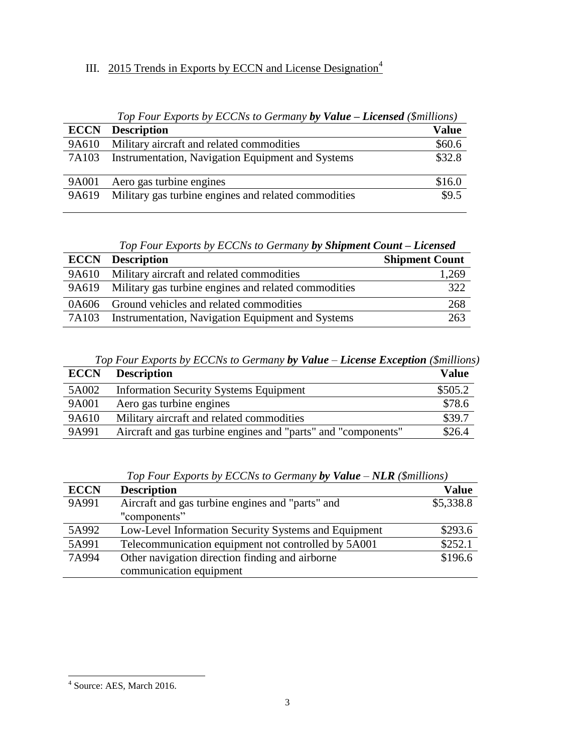## III. 2015 Trends in Exports by ECCN and License Designation[4]

*Top Four Exports by ECCNs to Germany **by Value – Licensed** ($millions)*

| ECCN | Description | Value |
|---|---|---|
| 9A610 | Military aircraft and related commodities | $60.6 |
| 7A103 | Instrumentation, Navigation Equipment and Systems | $32.8 |
| 9A001 | Aero gas turbine engines | $16.0 |
| 9A619 | Military gas turbine engines and related commodities | $9.5 |

*Top Four Exports by ECCNs to Germany **by Shipment Count – Licensed***

| ECCN | Description | Shipment Count |
|---|---|---|
| 9A610 | Military aircraft and related commodities | 1,269 |
| 9A619 | Military gas turbine engines and related commodities | 322 |
| 0A606 | Ground vehicles and related commodities | 268 |
| 7A103 | Instrumentation, Navigation Equipment and Systems | 263 |

*Top Four Exports by ECCNs to Germany **by Value** – **License Exception** ($millions)*

| ECCN | Description | Value |
|---|---|---|
| 5A002 | Information Security Systems Equipment | $505.2 |
| 9A001 | Aero gas turbine engines | $78.6 |
| 9A610 | Military aircraft and related commodities | $39.7 |
| 9A991 | Aircraft and gas turbine engines and "parts" and "components" | $26.4 |

*Top Four Exports by ECCNs to Germany **by Value** – **NLR** ($millions)*

| ECCN | Description | Value |
|---|---|---|
| 9A991 | Aircraft and gas turbine engines and "parts" and "components" | $5,338.8 |
| 5A992 | Low-Level Information Security Systems and Equipment | $293.6 |
| 5A991 | Telecommunication equipment not controlled by 5A001 | $252.1 |
| 7A994 | Other navigation direction finding and airborne communication equipment | $196.6 |

[4] Source: AES, March 2016.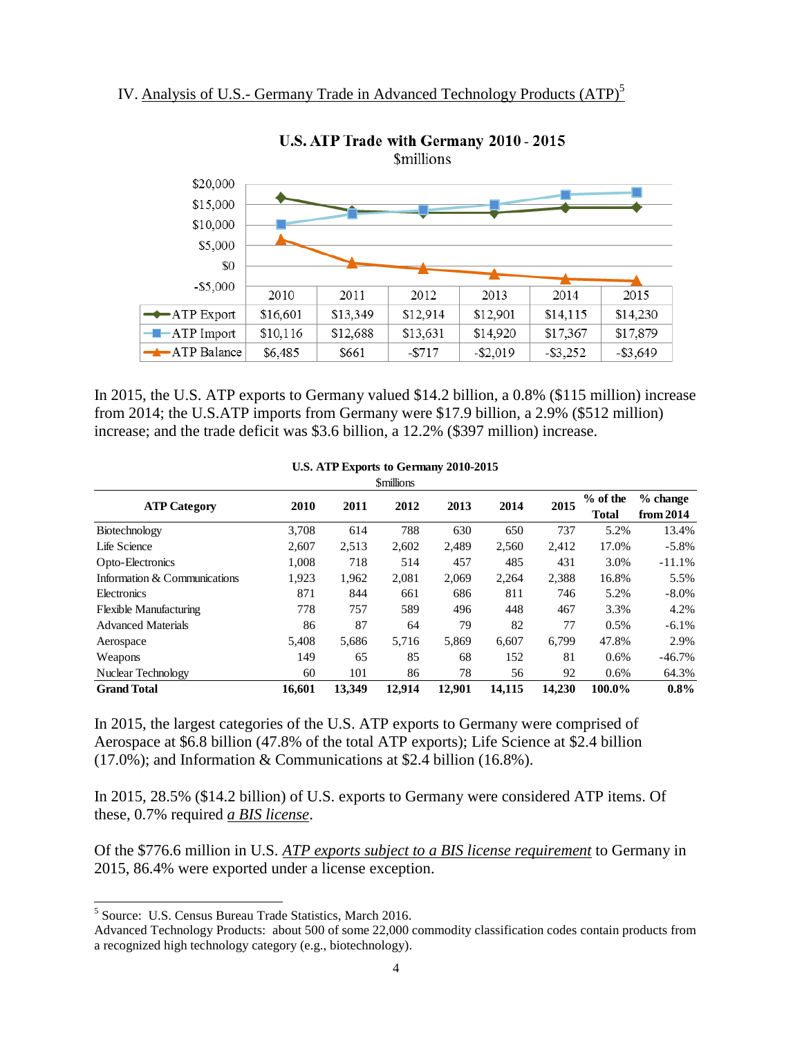IV. Analysis of U.S.- Germany Trade in Advanced Technology Products (ATP)[5]

**U.S. ATP Trade with Germany 2010 - 2015**
$millions

| | 2010 | 2011 | 2012 | 2013 | 2014 | 2015 |
|---|---|---|---|---|---|---|
| ATP Export | $16,601 | $13,349 | $12,914 | $12,901 | $14,115 | $14,230 |
| ATP Import | $10,116 | $12,688 | $13,631 | $14,920 | $17,367 | $17,879 |
| ATP Balance | $6,485 | $661 | -$717 | -$2,019 | -$3,252 | -$3,649 |

In 2015, the U.S. ATP exports to Germany valued $14.2 billion, a 0.8% ($115 million) increase from 2014; the U.S.ATP imports from Germany were $17.9 billion, a 2.9% ($512 million) increase; and the trade deficit was $3.6 billion, a 12.2% ($397 million) increase.

**U.S. ATP Exports to Germany 2010-2015**
$millions

| ATP Category | 2010 | 2011 | 2012 | 2013 | 2014 | 2015 | % of the Total | % change from 2014 |
|---|---|---|---|---|---|---|---|---|
| Biotechnology | 3,708 | 614 | 788 | 630 | 650 | 737 | 5.2% | 13.4% |
| Life Science | 2,607 | 2,513 | 2,602 | 2,489 | 2,560 | 2,412 | 17.0% | -5.8% |
| Opto-Electronics | 1,008 | 718 | 514 | 457 | 485 | 431 | 3.0% | -11.1% |
| Information & Communications | 1,923 | 1,962 | 2,081 | 2,069 | 2,264 | 2,388 | 16.8% | 5.5% |
| Electronics | 871 | 844 | 661 | 686 | 811 | 746 | 5.2% | -8.0% |
| Flexible Manufacturing | 778 | 757 | 589 | 496 | 448 | 467 | 3.3% | 4.2% |
| Advanced Materials | 86 | 87 | 64 | 79 | 82 | 77 | 0.5% | -6.1% |
| Aerospace | 5,408 | 5,686 | 5,716 | 5,869 | 6,607 | 6,799 | 47.8% | 2.9% |
| Weapons | 149 | 65 | 85 | 68 | 152 | 81 | 0.6% | -46.7% |
| Nuclear Technology | 60 | 101 | 86 | 78 | 56 | 92 | 0.6% | 64.3% |
| **Grand Total** | **16,601** | **13,349** | **12,914** | **12,901** | **14,115** | **14,230** | **100.0%** | **0.8%** |

In 2015, the largest categories of the U.S. ATP exports to Germany were comprised of Aerospace at $6.8 billion (47.8% of the total ATP exports); Life Science at $2.4 billion (17.0%); and Information & Communications at $2.4 billion (16.8%).

In 2015, 28.5% ($14.2 billion) of U.S. exports to Germany were considered ATP items. Of these, 0.7% required *a BIS license*.

Of the $776.6 million in U.S. *ATP exports subject to a BIS license requirement* to Germany in 2015, 86.4% were exported under a license exception.

[5] Source: U.S. Census Bureau Trade Statistics, March 2016.
Advanced Technology Products: about 500 of some 22,000 commodity classification codes contain products from a recognized high technology category (e.g., biotechnology).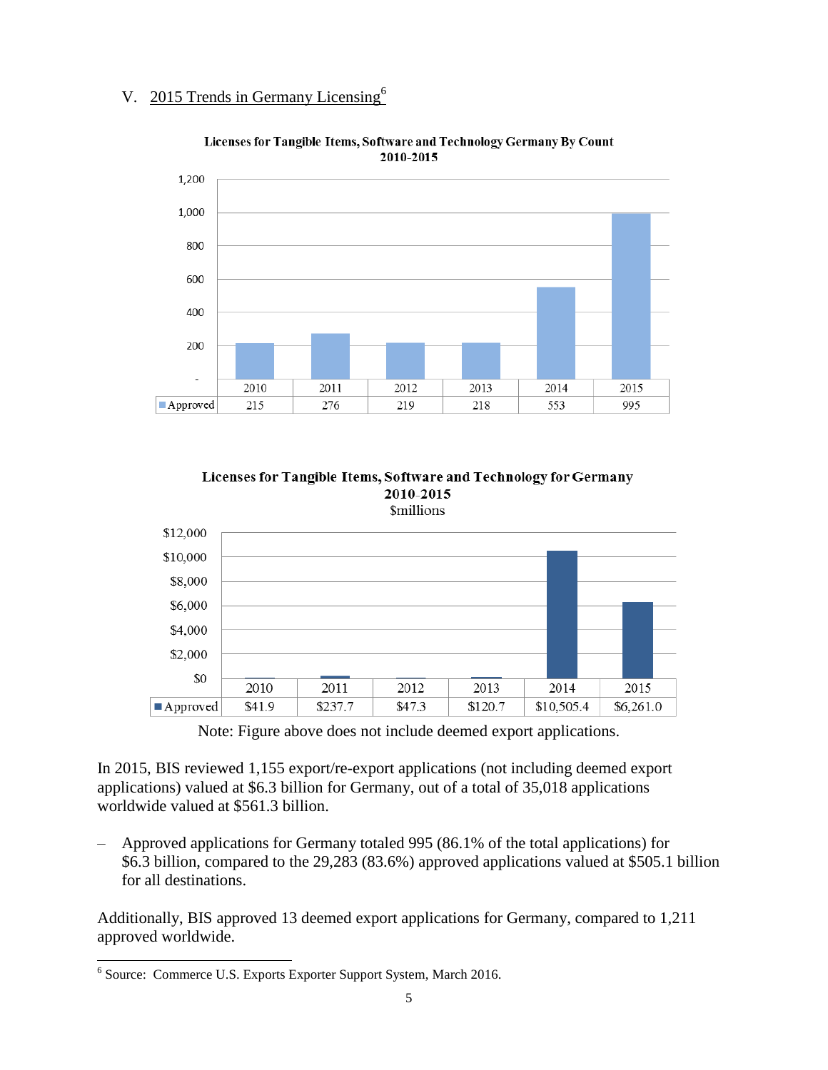## V. 2015 Trends in Germany Licensing[6]

Licenses for Tangible Items, Software and Technology Germany By Count
2010-2015

1,200
1,000
800
600
400
200
-

2010 2011 2012 2013 2014 2015
Approved 215 276 219 218 553 995

Licenses for Tangible Items, Software and Technology for Germany
2010-2015
$millions

$12,000
$10,000
$8,000
$6,000
$4,000
$2,000
$0

2010 2011 2012 2013 2014 2015
Approved $41.9 $237.7 $47.3 $120.7 $10,505.4 $6,261.0

Note: Figure above does not include deemed export applications.

In 2015, BIS reviewed 1,155 export/re-export applications (not including deemed export applications) valued at $6.3 billion for Germany, out of a total of 35,018 applications worldwide valued at $561.3 billion.

– Approved applications for Germany totaled 995 (86.1% of the total applications) for $6.3 billion, compared to the 29,283 (83.6%) approved applications valued at $505.1 billion for all destinations.

Additionally, BIS approved 13 deemed export applications for Germany, compared to 1,211 approved worldwide.

[6] Source: Commerce U.S. Exports Exporter Support System, March 2016.